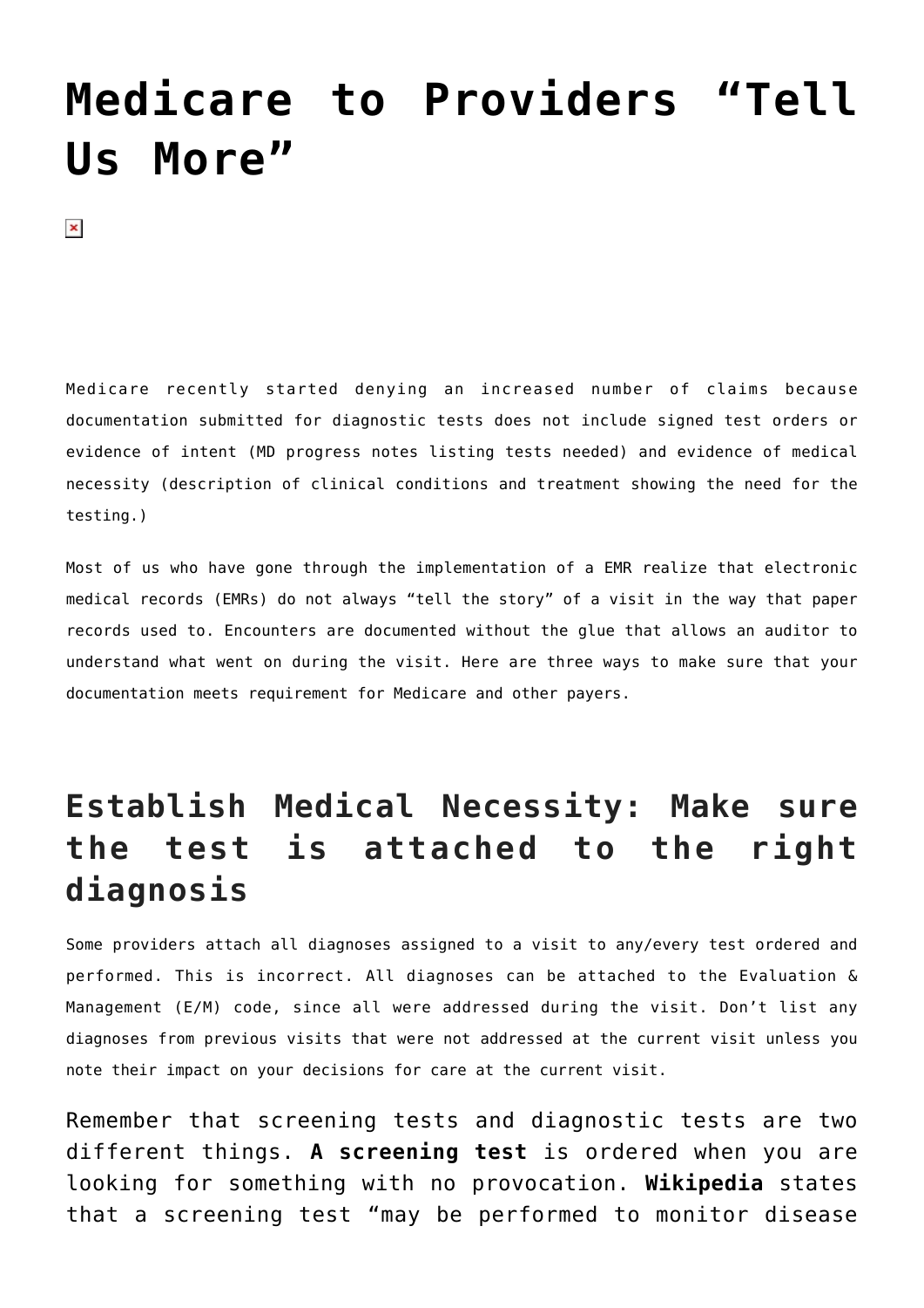# Medicare to Providers "Tell Us More"

Medicare recently started denying an increased number of claims because documentation submitted for diagnostic tests does not include signed test orders or evidence of intent (MD progress notes listing tests needed) and evidence of medical necessity (description of clinical conditions and treatment showing the need for the testing.)

Most of us who have gone through the implementation of a EMR realize that electronic medical records (EMRs) do not always "tell the story" of a visit in the way that paper records used to. Encounters are documented without the glue that allows an auditor to understand what went on during the visit. Here are three ways to make sure that your documentation meets requirement for Medicare and other payers.

## Establish Medical Necessity: Make sure the test is attached to the right diagnosis

Some providers attach all diagnoses assigned to a visit to any/every test ordered and performed. This is incorrect. All diagnoses can be attached to the Evaluation & Management (E/M) code, since all were addressed during the visit. Don't list any diagnoses from previous visits that were not addressed at the current visit unless you note their impact on your decisions for care at the current visit.

Remember that screening tests and diagnostic tests are two different things. **A screening test** is ordered when you are looking for something with no provocation. **Wikipedia** states that a screening test "may be performed to monitor disease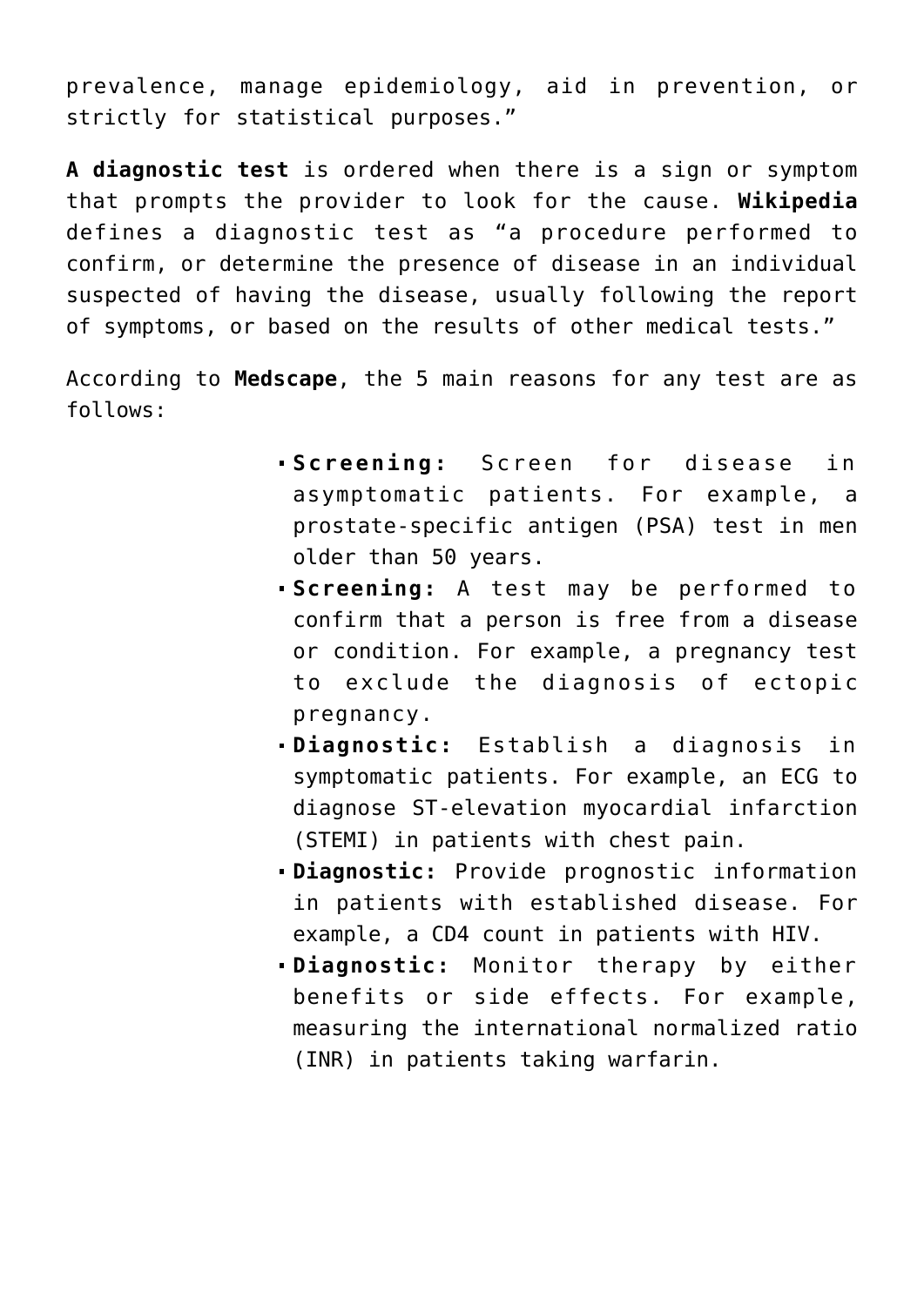prevalence, manage epidemiology, aid in prevention, or strictly for statistical purposes."

**A diagnostic test** is ordered when there is a sign or symptom that prompts the provider to look for the cause. **Wikipedia** defines a diagnostic test as "a procedure performed to confirm, or determine the presence of disease in an individual suspected of having the disease, usually following the report of symptoms, or based on the results of other medical tests."

According to **Medscape**, the 5 main reasons for any test are as follows:

- **Screening:** Screen for disease in asymptomatic patients. For example, a prostate-specific antigen (PSA) test in men older than 50 years.
- **Screening:** A test may be performed to confirm that a person is free from a disease or condition. For example, a pregnancy test to exclude the diagnosis of ectopic pregnancy.
- **Diagnostic:** Establish a diagnosis in symptomatic patients. For example, an ECG to diagnose ST-elevation myocardial infarction (STEMI) in patients with chest pain.
- **Diagnostic:** Provide prognostic information in patients with established disease. For example, a CD4 count in patients with HIV.
- **Diagnostic:** Monitor therapy by either benefits or side effects. For example, measuring the international normalized ratio (INR) in patients taking warfarin.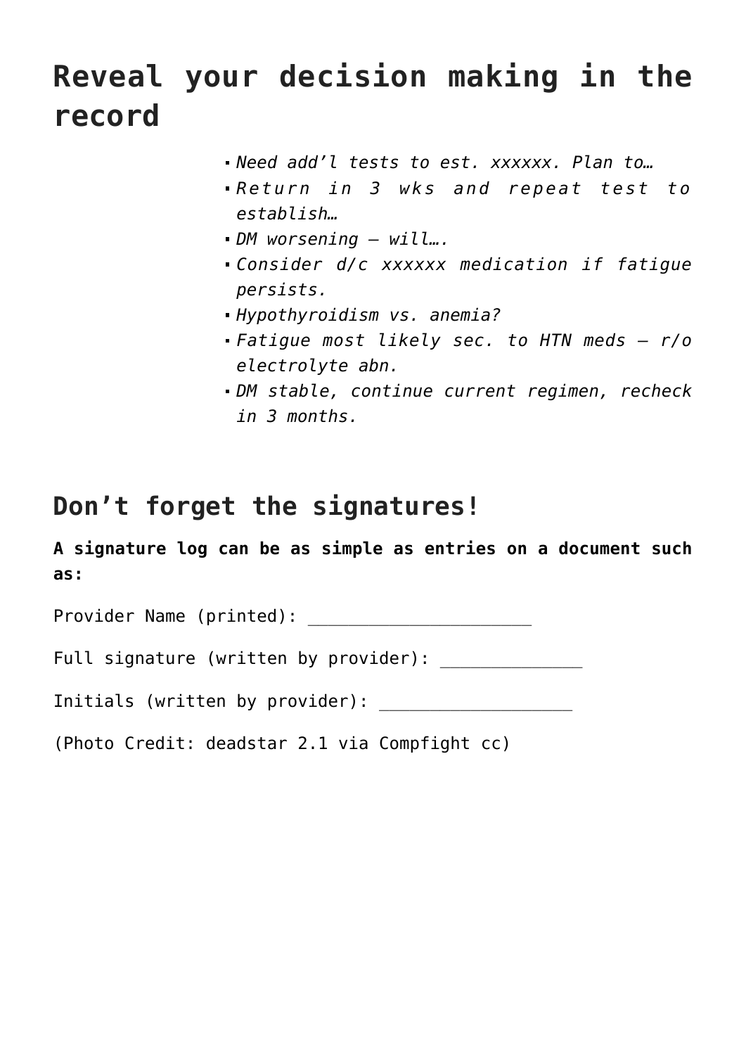## Reveal your decision making in the record

- *Need add'l tests to est. xxxxxx. Plan to…*
- *Return in 3 wks and repeat test to establish…*
- *DM worsening – will….*
- *Consider d/c xxxxxx medication if fatigue persists.*
- *Hypothyroidism vs. anemia?*
- *Fatigue most likely sec. to HTN meds – r/o electrolyte abn.*
- *DM stable, continue current regimen, recheck in 3 months.*

## Don't forget the signatures!

**A signature log can be as simple as entries on a document such as:**

Provider Name (printed): ______________________

Full signature (written by provider): ______________

Initials (written by provider): ___________________

(Photo Credit: deadstar 2.1 via Compfight cc)